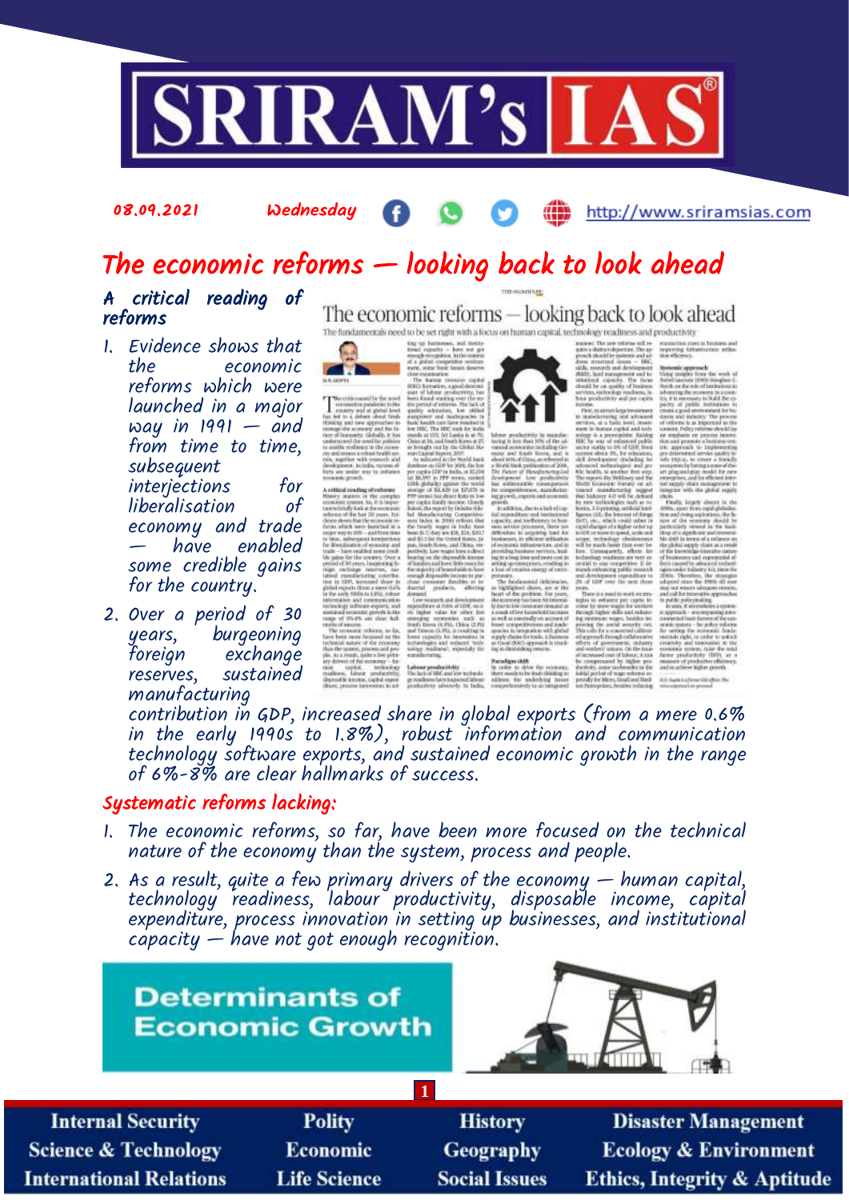# The economic reforms — looking back to look ahead

### A critical reading of reforms

1. Evidence shows that the economic reforms which were launched in a major way in 1991 — and from time to time, subsequent interjections for liberalisation of economy and trade — have enabled some credible gains for the country.
2. Over a period of 30 years, burgeoning foreign exchange reserves, sustained manufacturing contribution in GDP, increased share in global exports (from a mere 0.6% in the early 1990s to 1.8%), robust information and communication technology software exports, and sustained economic growth in the range of 6%-8% are clear hallmarks of success.

### Systematic reforms lacking:

1. The economic reforms, so far, have been more focused on the technical nature of the economy than the system, process and people.
2. As a result, quite a few primary drivers of the economy — human capital, technology readiness, labour productivity, disposable income, capital expenditure, process innovation in setting up businesses, and institutional capacity — have not got enough recognition.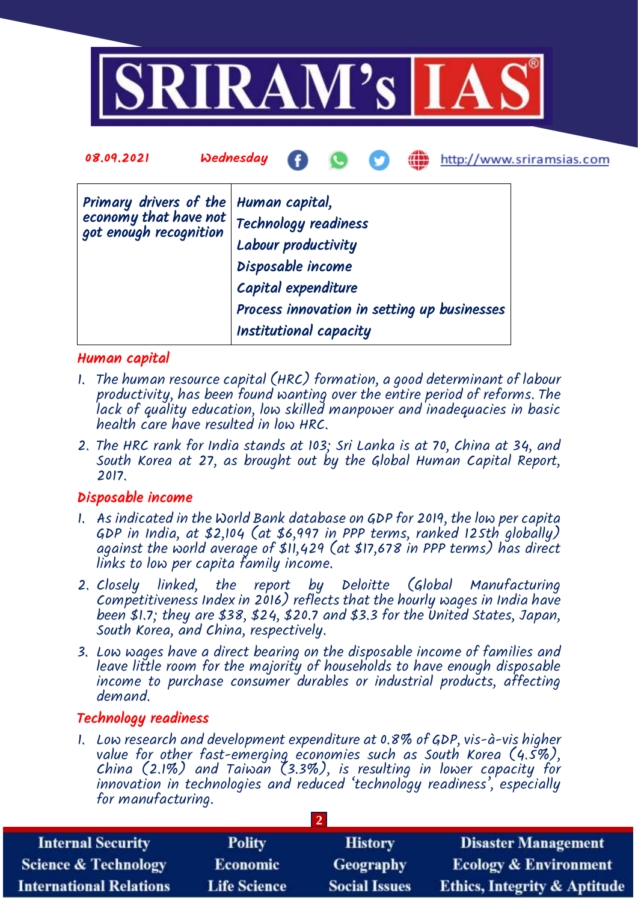| Primary drivers of the economy that have not got enough recognition | Human capital, |
|---|---|
| | Technology readiness |
| | Labour productivity |
| | Disposable income |
| | Capital expenditure |
| | Process innovation in setting up businesses |
| | Institutional capacity |

### Human capital

1. The human resource capital (HRC) formation, a good determinant of labour productivity, has been found wanting over the entire period of reforms. The lack of quality education, low skilled manpower and inadequacies in basic health care have resulted in low HRC.
2. The HRC rank for India stands at 103; Sri Lanka is at 70, China at 34, and South Korea at 27, as brought out by the Global Human Capital Report, 2017.

### Disposable income

1. As indicated in the World Bank database on GDP for 2019, the low per capita GDP in India, at $2,104 (at $6,997 in PPP terms, ranked 125th globally) against the world average of $11,429 (at $17,678 in PPP terms) has direct links to low per capita family income.
2. Closely linked, the report by Deloitte (Global Manufacturing Competitiveness Index in 2016) reflects that the hourly wages in India have been $1.7; they are $38, $24, $20.7 and $3.3 for the United States, Japan, South Korea, and China, respectively.
3. Low wages have a direct bearing on the disposable income of families and leave little room for the majority of households to have enough disposable income to purchase consumer durables or industrial products, affecting demand.

### Technology readiness

1. Low research and development expenditure at 0.8% of GDP, vis-à-vis higher value for other fast-emerging economies such as South Korea (4.5%), China (2.1%) and Taiwan (3.3%), is resulting in lower capacity for innovation in technologies and reduced 'technology readiness', especially for manufacturing.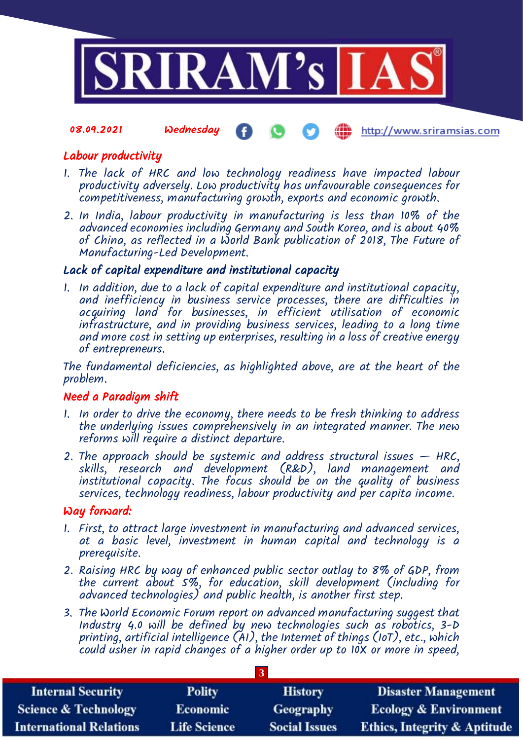### Labour productivity

1. The lack of HRC and low technology readiness have impacted labour productivity adversely. Low productivity has unfavourable consequences for competitiveness, manufacturing growth, exports and economic growth.
2. In India, labour productivity in manufacturing is less than 10% of the advanced economies including Germany and South Korea, and is about 40% of China, as reflected in a World Bank publication of 2018, The Future of Manufacturing-Led Development.

### Lack of capital expenditure and institutional capacity

1. In addition, due to a lack of capital expenditure and institutional capacity, and inefficiency in business service processes, there are difficulties in acquiring land for businesses, in efficient utilisation of economic infrastructure, and in providing business services, leading to a long time and more cost in setting up enterprises, resulting in a loss of creative energy of entrepreneurs.

The fundamental deficiencies, as highlighted above, are at the heart of the problem.

### Need a Paradigm shift

1. In order to drive the economy, there needs to be fresh thinking to address the underlying issues comprehensively in an integrated manner. The new reforms will require a distinct departure.
2. The approach should be systemic and address structural issues — HRC, skills, research and development (R&D), land management and institutional capacity. The focus should be on the quality of business services, technology readiness, labour productivity and per capita income.

### Way forward:

1. First, to attract large investment in manufacturing and advanced services, at a basic level, investment in human capital and technology is a prerequisite.
2. Raising HRC by way of enhanced public sector outlay to 8% of GDP, from the current about 5%, for education, skill development (including for advanced technologies) and public health, is another first step.
3. The World Economic Forum report on advanced manufacturing suggest that Industry 4.0 will be defined by new technologies such as robotics, 3-D printing, artificial intelligence (AI), the Internet of things (IoT), etc., which could usher in rapid changes of a higher order up to 10X or more in speed,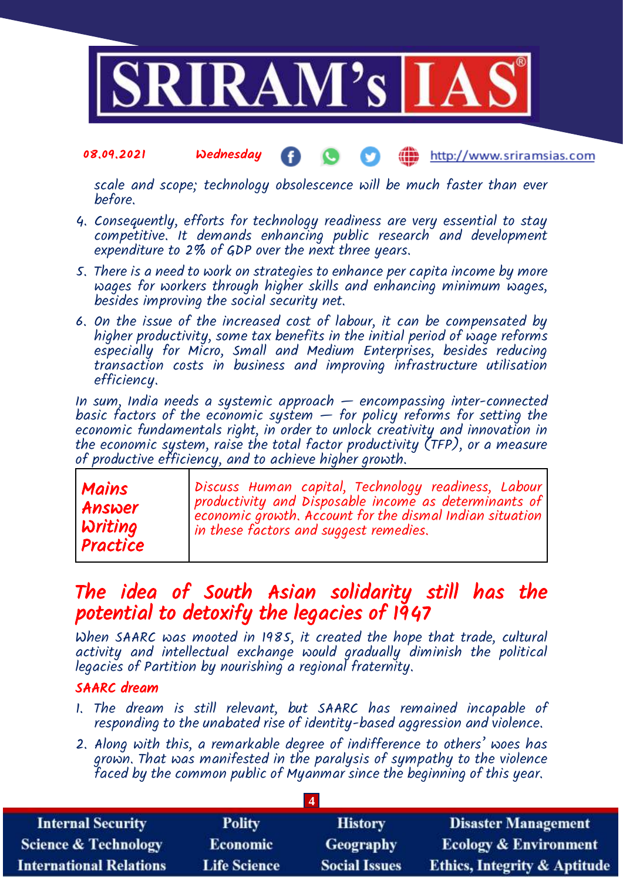scale and scope; technology obsolescence will be much faster than ever before.

4. Consequently, efforts for technology readiness are very essential to stay competitive. It demands enhancing public research and development expenditure to 2% of GDP over the next three years.
5. There is a need to work on strategies to enhance per capita income by more wages for workers through higher skills and enhancing minimum wages, besides improving the social security net.
6. On the issue of the increased cost of labour, it can be compensated by higher productivity, some tax benefits in the initial period of wage reforms especially for Micro, Small and Medium Enterprises, besides reducing transaction costs in business and improving infrastructure utilisation efficiency.

In sum, India needs a systemic approach — encompassing inter-connected basic factors of the economic system — for policy reforms for setting the economic fundamentals right, in order to unlock creativity and innovation in the economic system, raise the total factor productivity (TFP), or a measure of productive efficiency, and to achieve higher growth.

| **Mains Answer Writing Practice** | Discuss Human capital, Technology readiness, Labour productivity and Disposable income as determinants of economic growth. Account for the dismal Indian situation in these factors and suggest remedies. |
|---|---|

## The idea of South Asian solidarity still has the potential to detoxify the legacies of 1947

When SAARC was mooted in 1985, it created the hope that trade, cultural activity and intellectual exchange would gradually diminish the political legacies of Partition by nourishing a regional fraternity.

### SAARC dream

1. The dream is still relevant, but SAARC has remained incapable of responding to the unabated rise of identity-based aggression and violence.
2. Along with this, a remarkable degree of indifference to others' woes has grown. That was manifested in the paralysis of sympathy to the violence faced by the common public of Myanmar since the beginning of this year.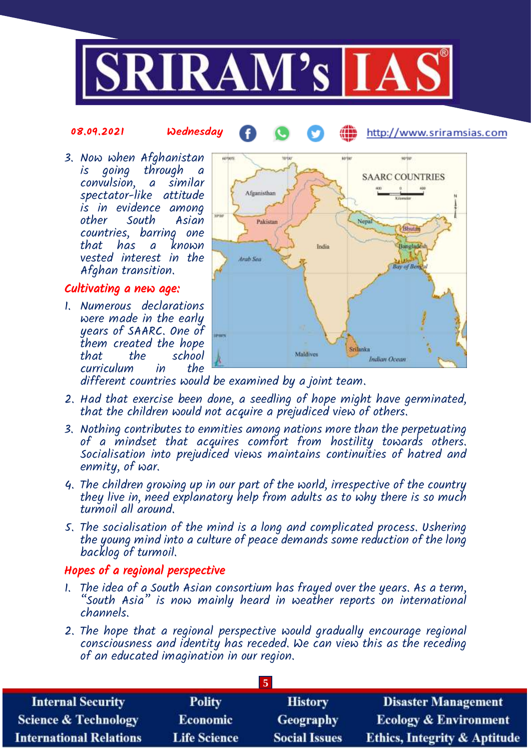3. Now when Afghanistan is going through a convulsion, a similar spectator-like attitude is in evidence among other South Asian countries, barring one that has a known vested interest in the Afghan transition.

### Cultivating a new age:

1. Numerous declarations were made in the early years of SAARC. One of them created the hope that the school curriculum in the different countries would be examined by a joint team.
2. Had that exercise been done, a seedling of hope might have germinated, that the children would not acquire a prejudiced view of others.
3. Nothing contributes to enmities among nations more than the perpetuating of a mindset that acquires comfort from hostility towards others. Socialisation into prejudiced views maintains continuities of hatred and enmity, of war.
4. The children growing up in our part of the world, irrespective of the country they live in, need explanatory help from adults as to why there is so much turmoil all around.
5. The socialisation of the mind is a long and complicated process. Ushering the young mind into a culture of peace demands some reduction of the long backlog of turmoil.

### Hopes of a regional perspective

1. The idea of a South Asian consortium has frayed over the years. As a term, "South Asia" is now mainly heard in weather reports on international channels.
2. The hope that a regional perspective would gradually encourage regional consciousness and identity has receded. We can view this as the receding of an educated imagination in our region.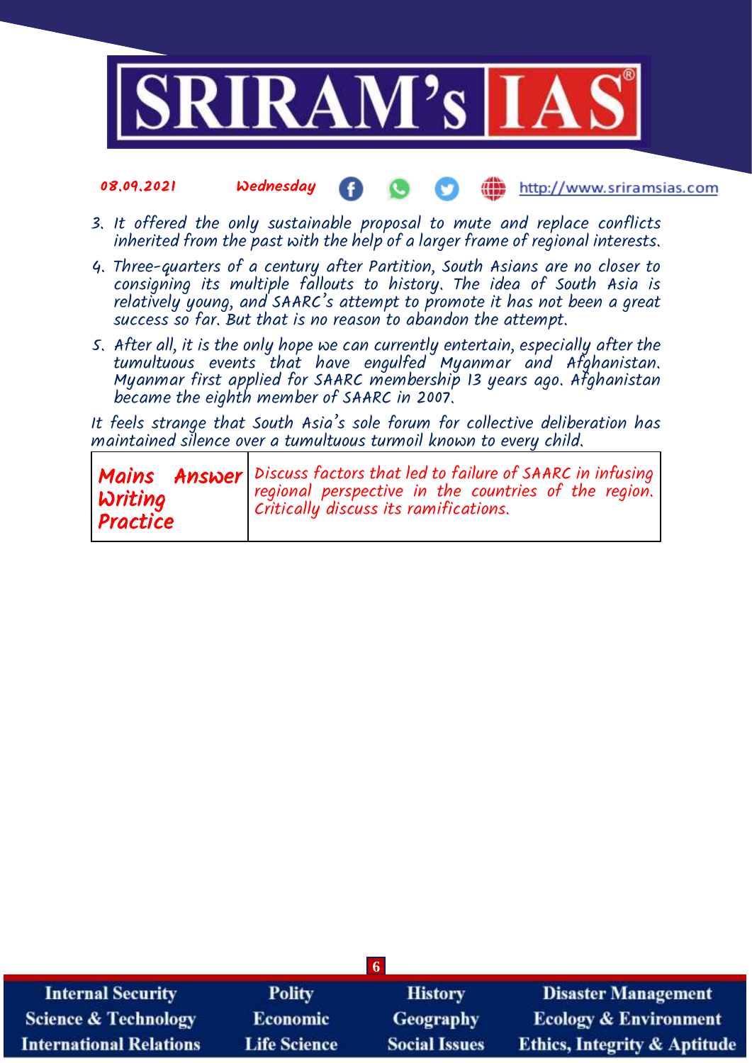3. It offered the only sustainable proposal to mute and replace conflicts inherited from the past with the help of a larger frame of regional interests.
4. Three-quarters of a century after Partition, South Asians are no closer to consigning its multiple fallouts to history. The idea of South Asia is relatively young, and SAARC's attempt to promote it has not been a great success so far. But that is no reason to abandon the attempt.
5. After all, it is the only hope we can currently entertain, especially after the tumultuous events that have engulfed Myanmar and Afghanistan. Myanmar first applied for SAARC membership 13 years ago. Afghanistan became the eighth member of SAARC in 2007.

It feels strange that South Asia's sole forum for collective deliberation has maintained silence over a tumultuous turmoil known to every child.

| | |
|---|---|
| **Mains Answer Writing Practice** | Discuss factors that led to failure of SAARC in infusing regional perspective in the countries of the region. Critically discuss its ramifications. |